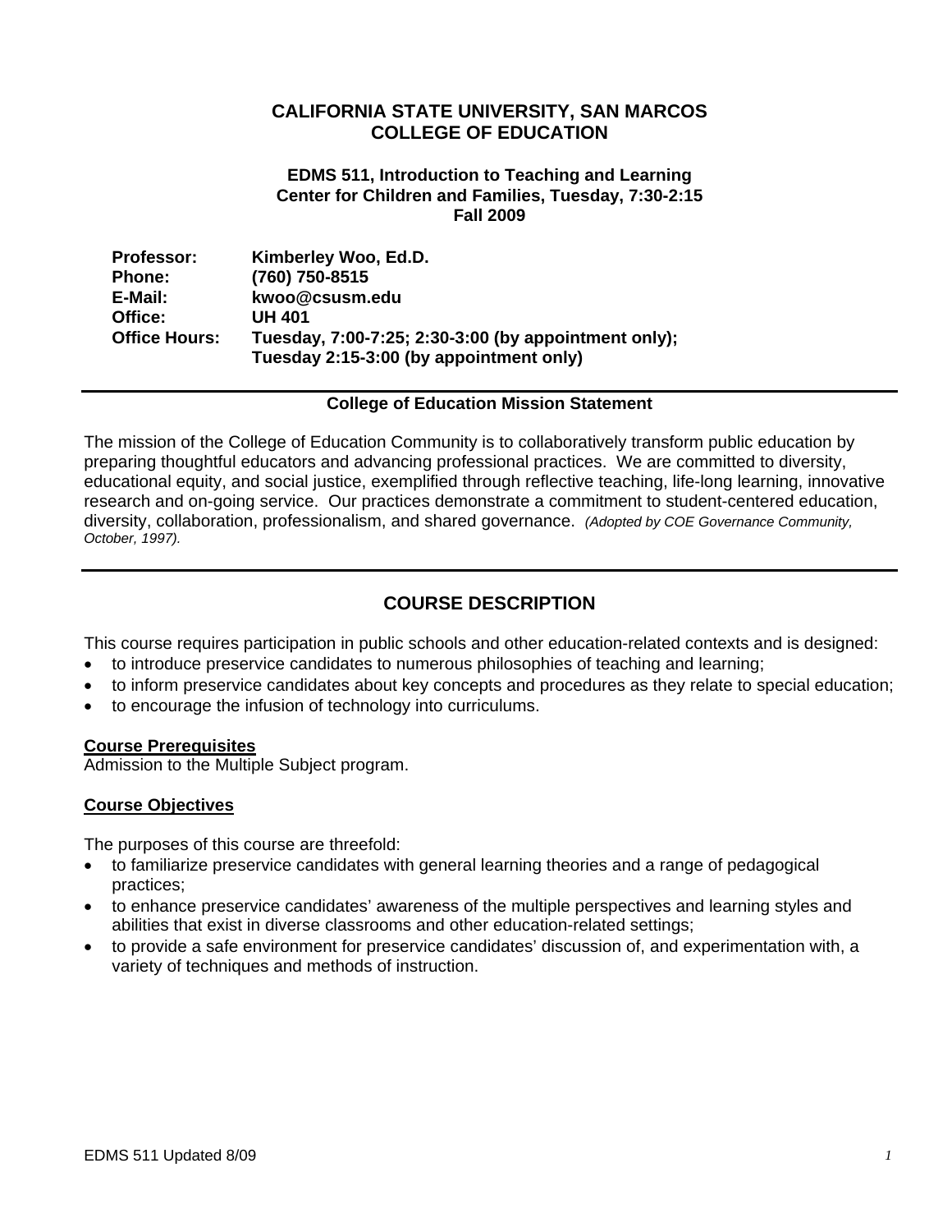# CALIFORNIA STATE UNIVERSITY, SAN MARCOS
# COLLEGE OF EDUCATION

**EDMS 511, Introduction to Teaching and Learning**
**Center for Children and Families, Tuesday, 7:30-2:15**
**Fall 2009**

**Professor:** **Kimberley Woo, Ed.D.**
**Phone:** **(760) 750-8515**
**E-Mail:** **kwoo@csusm.edu**
**Office:** **UH 401**
**Office Hours:** **Tuesday, 7:00-7:25; 2:30-3:00 (by appointment only);**
**Tuesday 2:15-3:00 (by appointment only)**

---

**College of Education Mission Statement**

The mission of the College of Education Community is to collaboratively transform public education by preparing thoughtful educators and advancing professional practices. We are committed to diversity, educational equity, and social justice, exemplified through reflective teaching, life-long learning, innovative research and on-going service. Our practices demonstrate a commitment to student-centered education, diversity, collaboration, professionalism, and shared governance. *(Adopted by COE Governance Community, October, 1997).*

---

## COURSE DESCRIPTION

This course requires participation in public schools and other education-related contexts and is designed:

- to introduce preservice candidates to numerous philosophies of teaching and learning;
- to inform preservice candidates about key concepts and procedures as they relate to special education;
- to encourage the infusion of technology into curriculums.

**Course Prerequisites**
Admission to the Multiple Subject program.

**Course Objectives**

The purposes of this course are threefold:

- to familiarize preservice candidates with general learning theories and a range of pedagogical practices;
- to enhance preservice candidates' awareness of the multiple perspectives and learning styles and abilities that exist in diverse classrooms and other education-related settings;
- to provide a safe environment for preservice candidates' discussion of, and experimentation with, a variety of techniques and methods of instruction.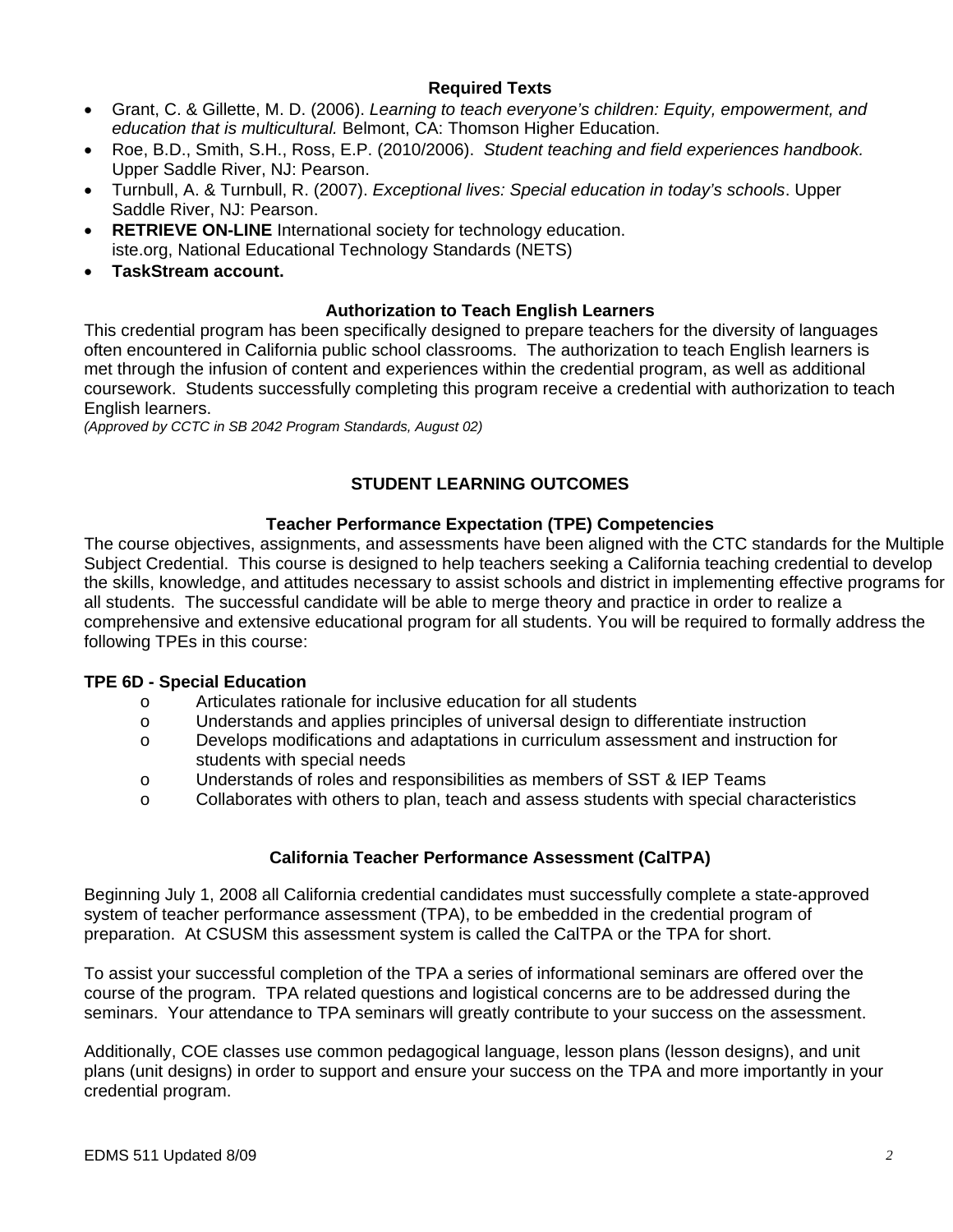## Required Texts

- Grant, C. & Gillette, M. D. (2006). *Learning to teach everyone's children: Equity, empowerment, and education that is multicultural.* Belmont, CA: Thomson Higher Education.
- Roe, B.D., Smith, S.H., Ross, E.P. (2010/2006). *Student teaching and field experiences handbook.* Upper Saddle River, NJ: Pearson.
- Turnbull, A. & Turnbull, R. (2007). *Exceptional lives: Special education in today's schools*. Upper Saddle River, NJ: Pearson.
- **RETRIEVE ON-LINE** International society for technology education. iste.org, National Educational Technology Standards (NETS)
- **TaskStream account.**

## Authorization to Teach English Learners

This credential program has been specifically designed to prepare teachers for the diversity of languages often encountered in California public school classrooms. The authorization to teach English learners is met through the infusion of content and experiences within the credential program, as well as additional coursework. Students successfully completing this program receive a credential with authorization to teach English learners.

*(Approved by CCTC in SB 2042 Program Standards, August 02)*

## STUDENT LEARNING OUTCOMES

### Teacher Performance Expectation (TPE) Competencies

The course objectives, assignments, and assessments have been aligned with the CTC standards for the Multiple Subject Credential. This course is designed to help teachers seeking a California teaching credential to develop the skills, knowledge, and attitudes necessary to assist schools and district in implementing effective programs for all students. The successful candidate will be able to merge theory and practice in order to realize a comprehensive and extensive educational program for all students. You will be required to formally address the following TPEs in this course:

**TPE 6D - Special Education**

- Articulates rationale for inclusive education for all students
- Understands and applies principles of universal design to differentiate instruction
- Develops modifications and adaptations in curriculum assessment and instruction for students with special needs
- Understands of roles and responsibilities as members of SST & IEP Teams
- Collaborates with others to plan, teach and assess students with special characteristics

### California Teacher Performance Assessment (CalTPA)

Beginning July 1, 2008 all California credential candidates must successfully complete a state-approved system of teacher performance assessment (TPA), to be embedded in the credential program of preparation. At CSUSM this assessment system is called the CalTPA or the TPA for short.

To assist your successful completion of the TPA a series of informational seminars are offered over the course of the program. TPA related questions and logistical concerns are to be addressed during the seminars. Your attendance to TPA seminars will greatly contribute to your success on the assessment.

Additionally, COE classes use common pedagogical language, lesson plans (lesson designs), and unit plans (unit designs) in order to support and ensure your success on the TPA and more importantly in your credential program.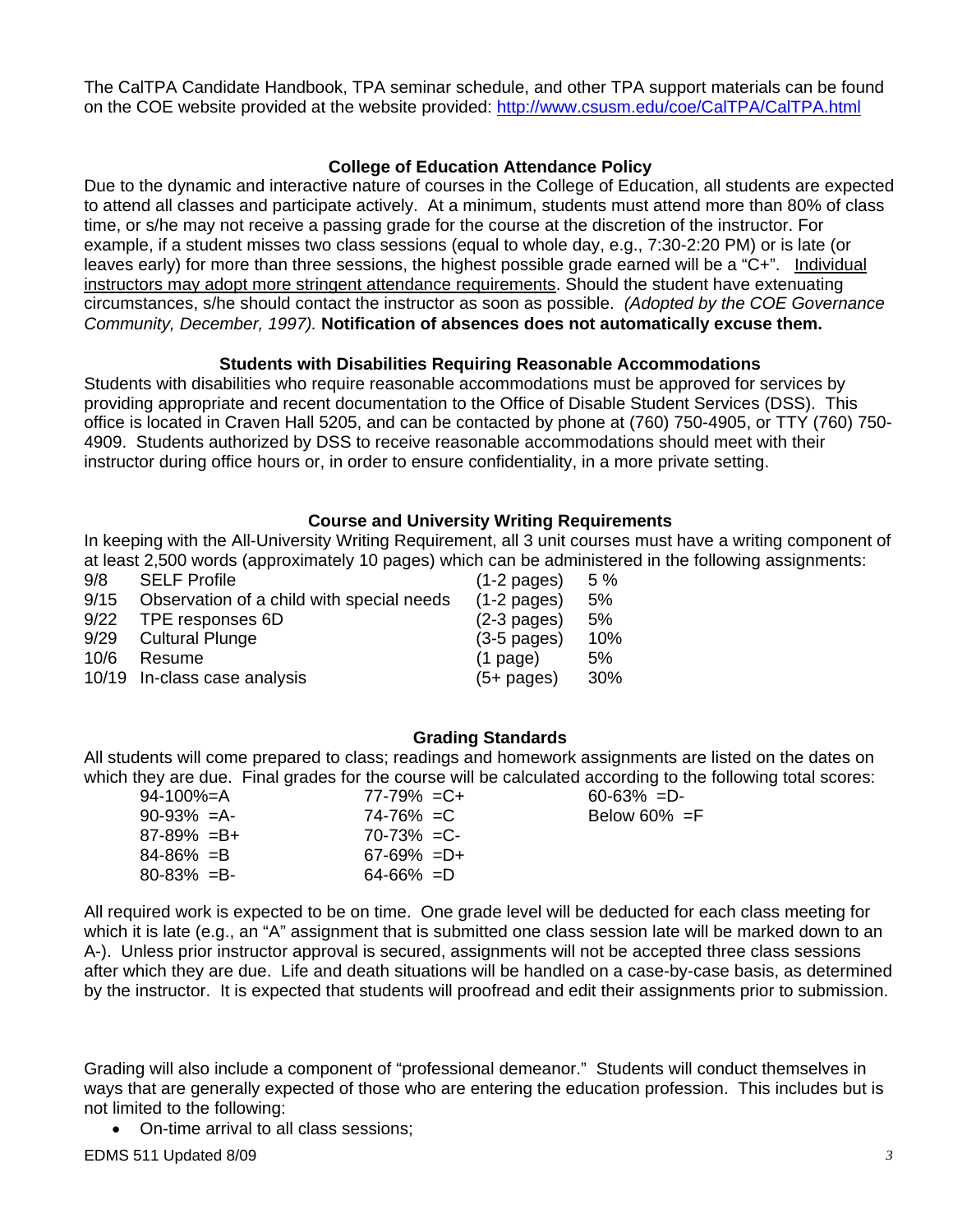The CalTPA Candidate Handbook, TPA seminar schedule, and other TPA support materials can be found on the COE website provided at the website provided: http://www.csusm.edu/coe/CalTPA/CalTPA.html

### College of Education Attendance Policy

Due to the dynamic and interactive nature of courses in the College of Education, all students are expected to attend all classes and participate actively. At a minimum, students must attend more than 80% of class time, or s/he may not receive a passing grade for the course at the discretion of the instructor. For example, if a student misses two class sessions (equal to whole day, e.g., 7:30-2:20 PM) or is late (or leaves early) for more than three sessions, the highest possible grade earned will be a "C+". Individual instructors may adopt more stringent attendance requirements. Should the student have extenuating circumstances, s/he should contact the instructor as soon as possible. *(Adopted by the COE Governance Community, December, 1997).* **Notification of absences does not automatically excuse them.**

### Students with Disabilities Requiring Reasonable Accommodations

Students with disabilities who require reasonable accommodations must be approved for services by providing appropriate and recent documentation to the Office of Disable Student Services (DSS). This office is located in Craven Hall 5205, and can be contacted by phone at (760) 750-4905, or TTY (760) 750-4909. Students authorized by DSS to receive reasonable accommodations should meet with their instructor during office hours or, in order to ensure confidentiality, in a more private setting.

### Course and University Writing Requirements

In keeping with the All-University Writing Requirement, all 3 unit courses must have a writing component of at least 2,500 words (approximately 10 pages) which can be administered in the following assignments:

| Date | Assignment | Length | Weight |
|---|---|---|---|
| 9/8 | SELF Profile | (1-2 pages) | 5 % |
| 9/15 | Observation of a child with special needs | (1-2 pages) | 5% |
| 9/22 | TPE responses 6D | (2-3 pages) | 5% |
| 9/29 | Cultural Plunge | (3-5 pages) | 10% |
| 10/6 | Resume | (1 page) | 5% |
| 10/19 | In-class case analysis | (5+ pages) | 30% |

### Grading Standards

All students will come prepared to class; readings and homework assignments are listed on the dates on which they are due. Final grades for the course will be calculated according to the following total scores:

| | | |
|---|---|---|
| 94-100%=A | 77-79% =C+ | 60-63% =D- |
| 90-93% =A- | 74-76% =C | Below 60% =F |
| 87-89% =B+ | 70-73% =C- | |
| 84-86% =B | 67-69% =D+ | |
| 80-83% =B- | 64-66% =D | |

All required work is expected to be on time. One grade level will be deducted for each class meeting for which it is late (e.g., an "A" assignment that is submitted one class session late will be marked down to an A-). Unless prior instructor approval is secured, assignments will not be accepted three class sessions after which they are due. Life and death situations will be handled on a case-by-case basis, as determined by the instructor. It is expected that students will proofread and edit their assignments prior to submission.

Grading will also include a component of "professional demeanor." Students will conduct themselves in ways that are generally expected of those who are entering the education profession. This includes but is not limited to the following:

- On-time arrival to all class sessions;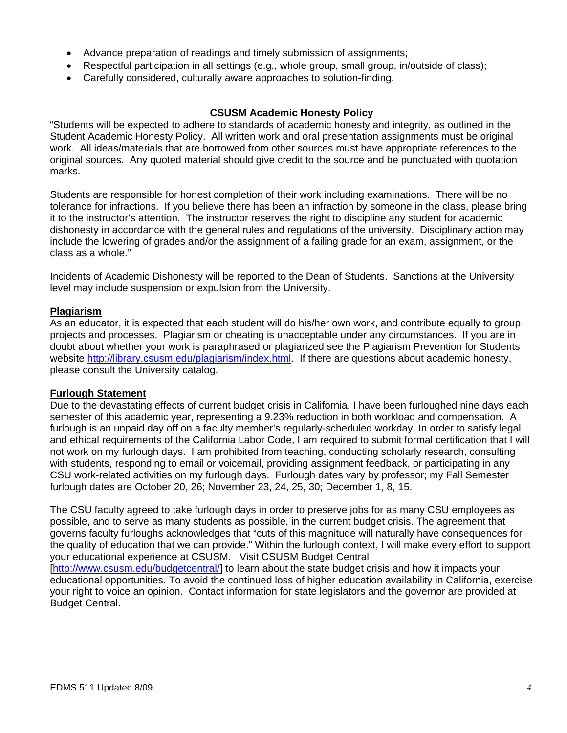- Advance preparation of readings and timely submission of assignments;
- Respectful participation in all settings (e.g., whole group, small group, in/outside of class);
- Carefully considered, culturally aware approaches to solution-finding.

## CSUSM Academic Honesty Policy

"Students will be expected to adhere to standards of academic honesty and integrity, as outlined in the Student Academic Honesty Policy. All written work and oral presentation assignments must be original work. All ideas/materials that are borrowed from other sources must have appropriate references to the original sources. Any quoted material should give credit to the source and be punctuated with quotation marks.

Students are responsible for honest completion of their work including examinations. There will be no tolerance for infractions. If you believe there has been an infraction by someone in the class, please bring it to the instructor's attention. The instructor reserves the right to discipline any student for academic dishonesty in accordance with the general rules and regulations of the university. Disciplinary action may include the lowering of grades and/or the assignment of a failing grade for an exam, assignment, or the class as a whole."

Incidents of Academic Dishonesty will be reported to the Dean of Students. Sanctions at the University level may include suspension or expulsion from the University.

### Plagiarism

As an educator, it is expected that each student will do his/her own work, and contribute equally to group projects and processes. Plagiarism or cheating is unacceptable under any circumstances. If you are in doubt about whether your work is paraphrased or plagiarized see the Plagiarism Prevention for Students website http://library.csusm.edu/plagiarism/index.html. If there are questions about academic honesty, please consult the University catalog.

### Furlough Statement

Due to the devastating effects of current budget crisis in California, I have been furloughed nine days each semester of this academic year, representing a 9.23% reduction in both workload and compensation. A furlough is an unpaid day off on a faculty member's regularly-scheduled workday. In order to satisfy legal and ethical requirements of the California Labor Code, I am required to submit formal certification that I will not work on my furlough days. I am prohibited from teaching, conducting scholarly research, consulting with students, responding to email or voicemail, providing assignment feedback, or participating in any CSU work-related activities on my furlough days. Furlough dates vary by professor; my Fall Semester furlough dates are October 20, 26; November 23, 24, 25, 30; December 1, 8, 15.

The CSU faculty agreed to take furlough days in order to preserve jobs for as many CSU employees as possible, and to serve as many students as possible, in the current budget crisis. The agreement that governs faculty furloughs acknowledges that "cuts of this magnitude will naturally have consequences for the quality of education that we can provide." Within the furlough context, I will make every effort to support your educational experience at CSUSM. Visit CSUSM Budget Central [http://www.csusm.edu/budgetcentral/] to learn about the state budget crisis and how it impacts your educational opportunities. To avoid the continued loss of higher education availability in California, exercise your right to voice an opinion. Contact information for state legislators and the governor are provided at Budget Central.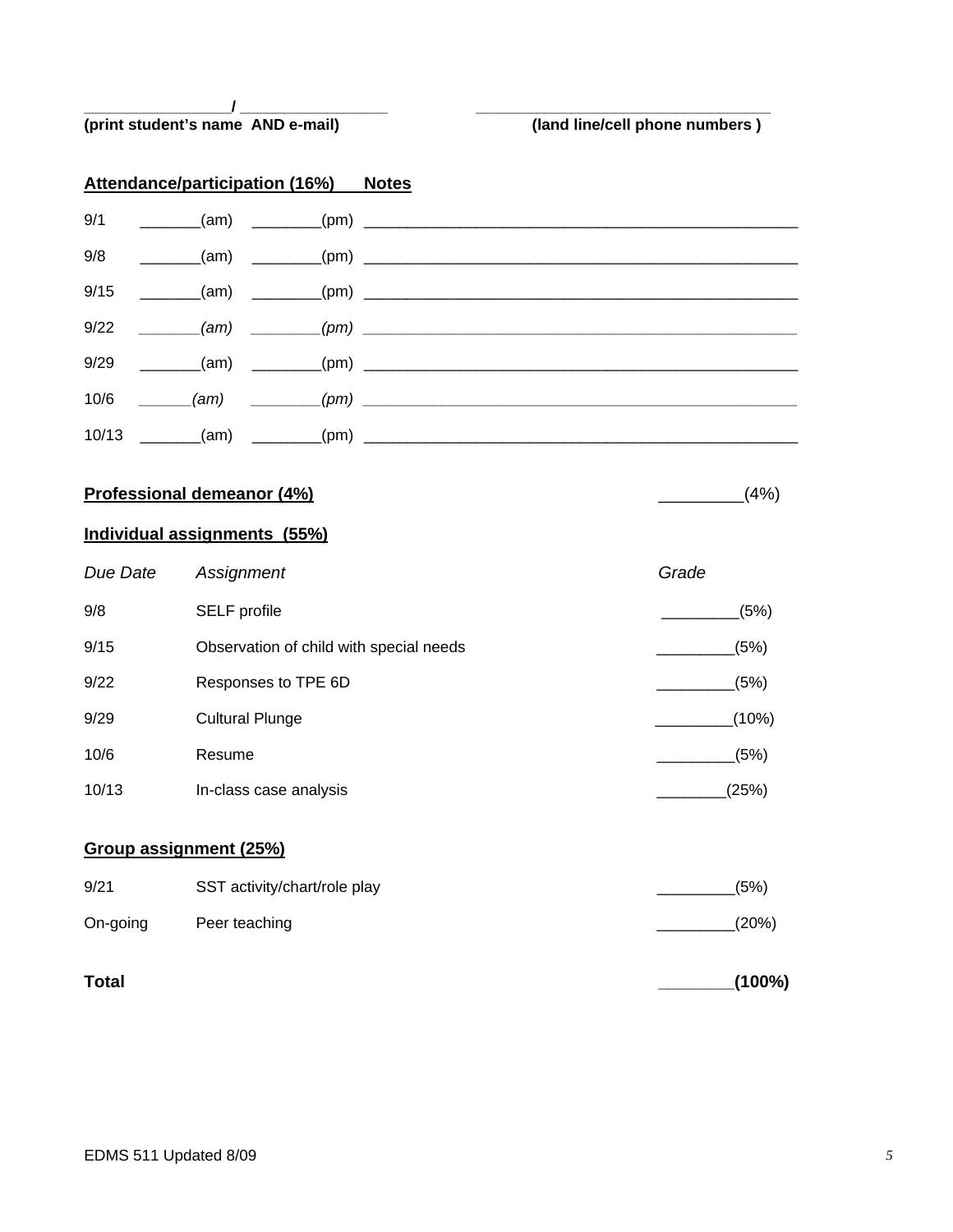________________/ ________________ ________________________________

**(print student's name AND e-mail)** **(land line/cell phone numbers )**

**Attendance/participation (16%) Notes**

| | | | |
|---|---|---|---|
| 9/1 | _______(am) | ________(pm) | ______________________________________________ |
| 9/8 | _______(am) | ________(pm) | ______________________________________________ |
| 9/15 | _______(am) | ________(pm) | ______________________________________________ |
| 9/22 | _______*(am)* | ________*(pm)* | ______________________________________________ |
| 9/29 | _______(am) | ________(pm) | ______________________________________________ |
| 10/6 | ______*(am)* | ________*(pm)* | ______________________________________________ |
| 10/13 | _______(am) | ________(pm) | ______________________________________________ |

**Professional demeanor (4%)** _________(4%)

**Individual assignments (55%)**

| *Due Date* | *Assignment* | *Grade* |
|---|---|---|
| 9/8 | SELF profile | _________(5%) |
| 9/15 | Observation of child with special needs | _________(5%) |
| 9/22 | Responses to TPE 6D | _________(5%) |
| 9/29 | Cultural Plunge | _________(10%) |
| 10/6 | Resume | _________(5%) |
| 10/13 | In-class case analysis | ________(25%) |

**Group assignment (25%)**

| | | |
|---|---|---|
| 9/21 | SST activity/chart/role play | _________(5%) |
| On-going | Peer teaching | _________(20%) |

**Total** ________**(100%)**

EDMS 511 Updated 8/09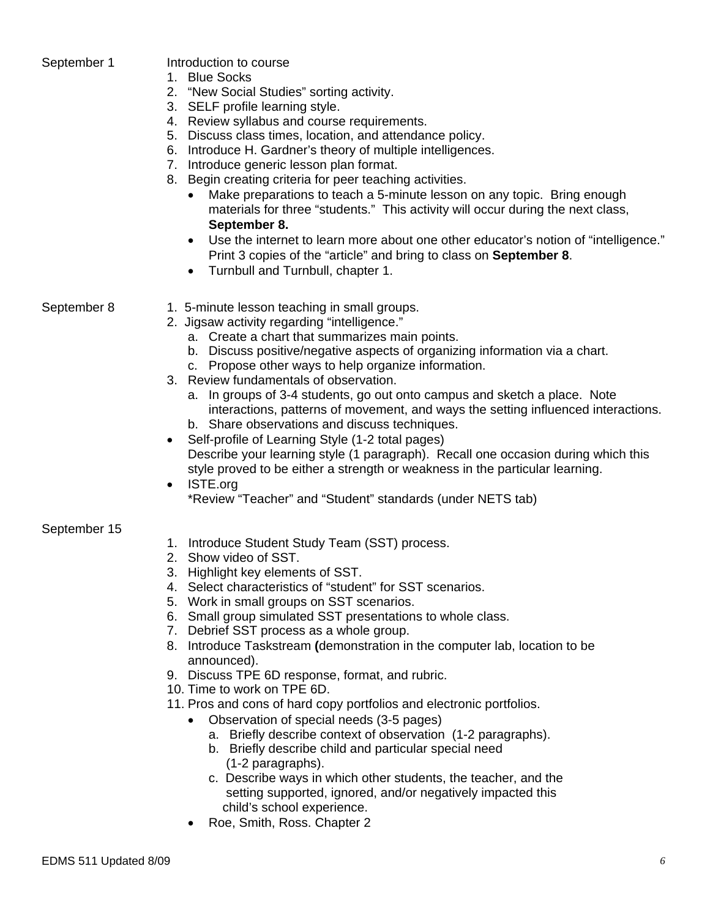**September 1**

Introduction to course

1. Blue Socks
2. "New Social Studies" sorting activity.
3. SELF profile learning style.
4. Review syllabus and course requirements.
5. Discuss class times, location, and attendance policy.
6. Introduce H. Gardner's theory of multiple intelligences.
7. Introduce generic lesson plan format.
8. Begin creating criteria for peer teaching activities.
   - Make preparations to teach a 5-minute lesson on any topic. Bring enough materials for three "students." This activity will occur during the next class, **September 8.**
   - Use the internet to learn more about one other educator's notion of "intelligence." Print 3 copies of the "article" and bring to class on **September 8**.
   - Turnbull and Turnbull, chapter 1.

**September 8**

1. 5-minute lesson teaching in small groups.
2. Jigsaw activity regarding "intelligence."
   a. Create a chart that summarizes main points.
   b. Discuss positive/negative aspects of organizing information via a chart.
   c. Propose other ways to help organize information.
3. Review fundamentals of observation.
   a. In groups of 3-4 students, go out onto campus and sketch a place. Note interactions, patterns of movement, and ways the setting influenced interactions.
   b. Share observations and discuss techniques.

- Self-profile of Learning Style (1-2 total pages)
  Describe your learning style (1 paragraph). Recall one occasion during which this style proved to be either a strength or weakness in the particular learning.
- ISTE.org
  *Review "Teacher" and "Student" standards (under NETS tab)

**September 15**

1. Introduce Student Study Team (SST) process.
2. Show video of SST.
3. Highlight key elements of SST.
4. Select characteristics of "student" for SST scenarios.
5. Work in small groups on SST scenarios.
6. Small group simulated SST presentations to whole class.
7. Debrief SST process as a whole group.
8. Introduce Taskstream **(**demonstration in the computer lab, location to be announced).
9. Discuss TPE 6D response, format, and rubric.
10. Time to work on TPE 6D.
11. Pros and cons of hard copy portfolios and electronic portfolios.
    - Observation of special needs (3-5 pages)
      a. Briefly describe context of observation (1-2 paragraphs).
      b. Briefly describe child and particular special need (1-2 paragraphs).
      c. Describe ways in which other students, the teacher, and the setting supported, ignored, and/or negatively impacted this child's school experience.
    - Roe, Smith, Ross. Chapter 2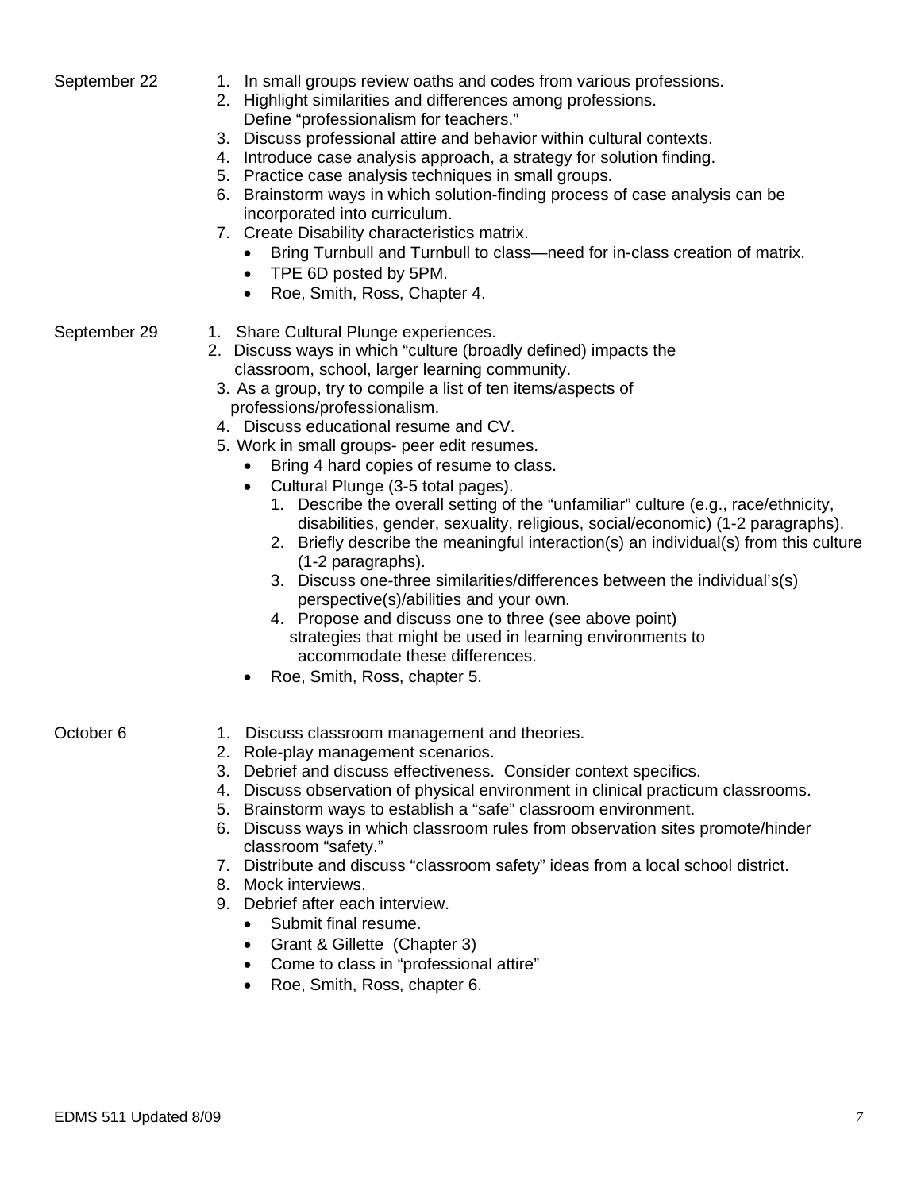**September 22**

1. In small groups review oaths and codes from various professions.
2. Highlight similarities and differences among professions. Define "professionalism for teachers."
3. Discuss professional attire and behavior within cultural contexts.
4. Introduce case analysis approach, a strategy for solution finding.
5. Practice case analysis techniques in small groups.
6. Brainstorm ways in which solution-finding process of case analysis can be incorporated into curriculum.
7. Create Disability characteristics matrix.
   - Bring Turnbull and Turnbull to class—need for in-class creation of matrix.
   - TPE 6D posted by 5PM.
   - Roe, Smith, Ross, Chapter 4.

**September 29**

1. Share Cultural Plunge experiences.
2. Discuss ways in which "culture (broadly defined) impacts the classroom, school, larger learning community.
3. As a group, try to compile a list of ten items/aspects of professions/professionalism.
4. Discuss educational resume and CV.
5. Work in small groups- peer edit resumes.
   - Bring 4 hard copies of resume to class.
   - Cultural Plunge (3-5 total pages).
     1. Describe the overall setting of the "unfamiliar" culture (e.g., race/ethnicity, disabilities, gender, sexuality, religious, social/economic) (1-2 paragraphs).
     2. Briefly describe the meaningful interaction(s) an individual(s) from this culture (1-2 paragraphs).
     3. Discuss one-three similarities/differences between the individual's(s) perspective(s)/abilities and your own.
     4. Propose and discuss one to three (see above point) strategies that might be used in learning environments to accommodate these differences.
   - Roe, Smith, Ross, chapter 5.

**October 6**

1. Discuss classroom management and theories.
2. Role-play management scenarios.
3. Debrief and discuss effectiveness. Consider context specifics.
4. Discuss observation of physical environment in clinical practicum classrooms.
5. Brainstorm ways to establish a "safe" classroom environment.
6. Discuss ways in which classroom rules from observation sites promote/hinder classroom "safety."
7. Distribute and discuss "classroom safety" ideas from a local school district.
8. Mock interviews.
9. Debrief after each interview.
   - Submit final resume.
   - Grant & Gillette (Chapter 3)
   - Come to class in "professional attire"
   - Roe, Smith, Ross, chapter 6.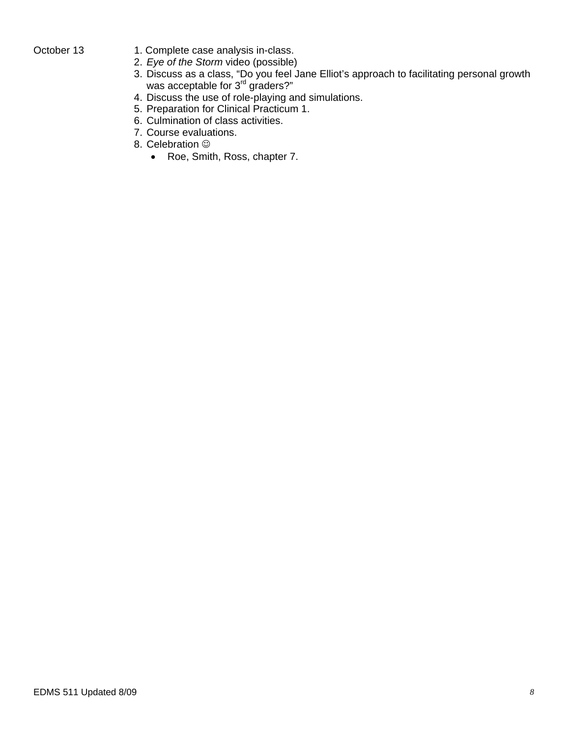| | |
|---|---|
| October 13 | 1. Complete case analysis in-class.<br>2. *Eye of the Storm* video (possible)<br>3. Discuss as a class, “Do you feel Jane Elliot’s approach to facilitating personal growth was acceptable for 3rd graders?”<br>4. Discuss the use of role-playing and simulations.<br>5. Preparation for Clinical Practicum 1.<br>6. Culmination of class activities.<br>7. Course evaluations.<br>8. Celebration ☺<br>• Roe, Smith, Ross, chapter 7. |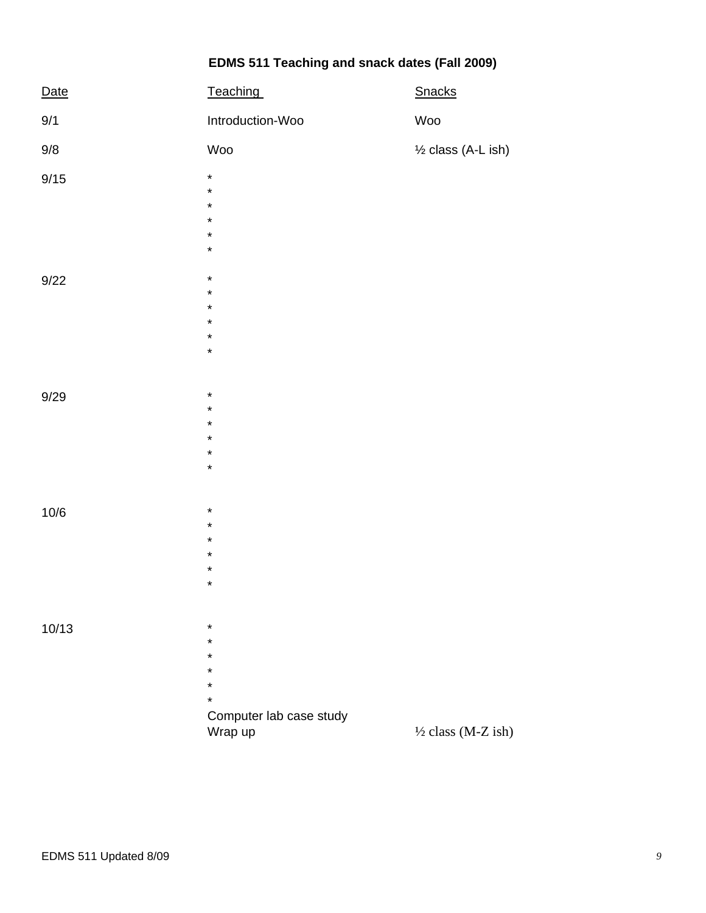**EDMS 511 Teaching and snack dates (Fall 2009)**

| Date | Teaching | Snacks |
| --- | --- | --- |
| 9/1 | Introduction-Woo | Woo |
| 9/8 | Woo | ½ class (A-L ish) |
| 9/15 | * | |
| | * | |
| | * | |
| | * | |
| | * | |
| | * | |
| 9/22 | * | |
| | * | |
| | * | |
| | * | |
| | * | |
| | * | |
| 9/29 | * | |
| | * | |
| | * | |
| | * | |
| | * | |
| | * | |
| 10/6 | * | |
| | * | |
| | * | |
| | * | |
| | * | |
| | * | |
| 10/13 | * | |
| | * | |
| | * | |
| | * | |
| | * | |
| | * | |
| | Computer lab case study | |
| | Wrap up | ½ class (M-Z ish) |